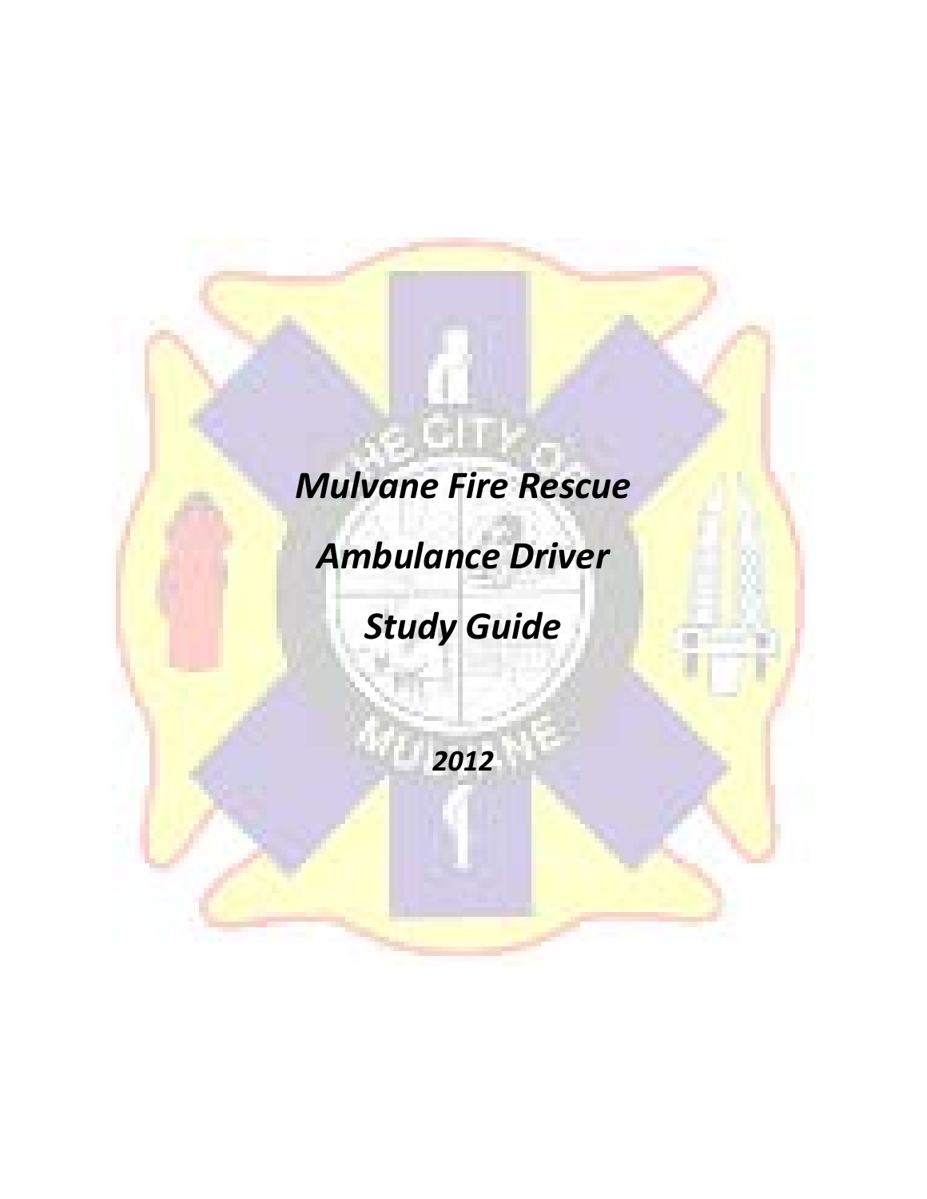# *Mulvane Fire Rescue*

# *Ambulance Driver*

# *Study Guide*

***2012***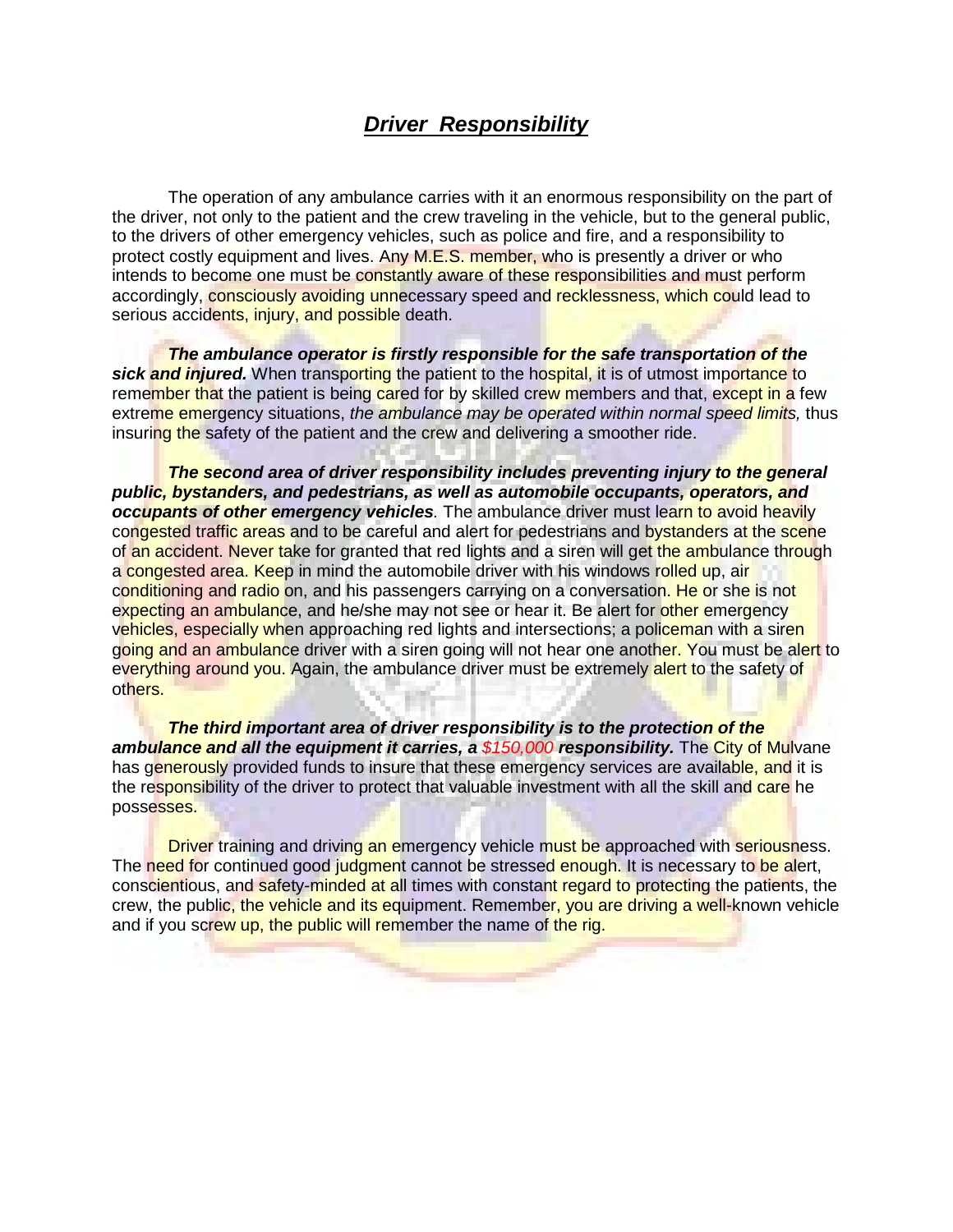## ***Driver Responsibility***

The operation of any ambulance carries with it an enormous responsibility on the part of the driver, not only to the patient and the crew traveling in the vehicle, but to the general public, to the drivers of other emergency vehicles, such as police and fire, and a responsibility to protect costly equipment and lives. Any M.E.S. member, who is presently a driver or who intends to become one must be constantly aware of these responsibilities and must perform accordingly, consciously avoiding unnecessary speed and recklessness, which could lead to serious accidents, injury, and possible death.

***The ambulance operator is firstly responsible for the safe transportation of the sick and injured.*** When transporting the patient to the hospital, it is of utmost importance to remember that the patient is being cared for by skilled crew members and that, except in a few extreme emergency situations, *the ambulance may be operated within normal speed limits,* thus insuring the safety of the patient and the crew and delivering a smoother ride.

***The second area of driver responsibility includes preventing injury to the general public, bystanders, and pedestrians, as well as automobile occupants, operators, and occupants of other emergency vehicles.*** The ambulance driver must learn to avoid heavily congested traffic areas and to be careful and alert for pedestrians and bystanders at the scene of an accident. Never take for granted that red lights and a siren will get the ambulance through a congested area. Keep in mind the automobile driver with his windows rolled up, air conditioning and radio on, and his passengers carrying on a conversation. He or she is not expecting an ambulance, and he/she may not see or hear it. Be alert for other emergency vehicles, especially when approaching red lights and intersections; a policeman with a siren going and an ambulance driver with a siren going will not hear one another. You must be alert to everything around you. Again, the ambulance driver must be extremely alert to the safety of others.

***The third important area of driver responsibility is to the protection of the ambulance and all the equipment it carries, a $150,000 responsibility.*** The City of Mulvane has generously provided funds to insure that these emergency services are available, and it is the responsibility of the driver to protect that valuable investment with all the skill and care he possesses.

Driver training and driving an emergency vehicle must be approached with seriousness. The need for continued good judgment cannot be stressed enough. It is necessary to be alert, conscientious, and safety-minded at all times with constant regard to protecting the patients, the crew, the public, the vehicle and its equipment. Remember, you are driving a well-known vehicle and if you screw up, the public will remember the name of the rig.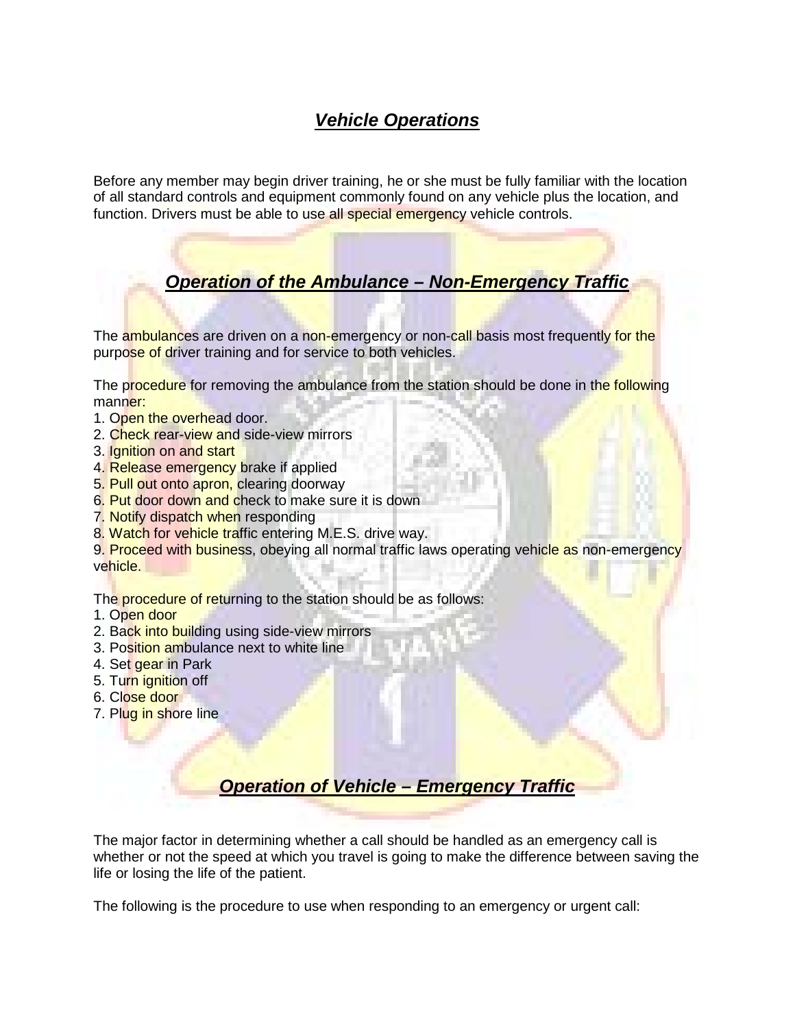# ***Vehicle Operations***

Before any member may begin driver training, he or she must be fully familiar with the location of all standard controls and equipment commonly found on any vehicle plus the location, and function. Drivers must be able to use all special emergency vehicle controls.

## ***Operation of the Ambulance – Non-Emergency Traffic***

The ambulances are driven on a non-emergency or non-call basis most frequently for the purpose of driver training and for service to both vehicles.

The procedure for removing the ambulance from the station should be done in the following manner:

1. Open the overhead door.
2. Check rear-view and side-view mirrors
3. Ignition on and start
4. Release emergency brake if applied
5. Pull out onto apron, clearing doorway
6. Put door down and check to make sure it is down
7. Notify dispatch when responding
8. Watch for vehicle traffic entering M.E.S. drive way.
9. Proceed with business, obeying all normal traffic laws operating vehicle as non-emergency vehicle.

The procedure of returning to the station should be as follows:

1. Open door
2. Back into building using side-view mirrors
3. Position ambulance next to white line
4. Set gear in Park
5. Turn ignition off
6. Close door
7. Plug in shore line

## ***Operation of Vehicle – Emergency Traffic***

The major factor in determining whether a call should be handled as an emergency call is whether or not the speed at which you travel is going to make the difference between saving the life or losing the life of the patient.

The following is the procedure to use when responding to an emergency or urgent call: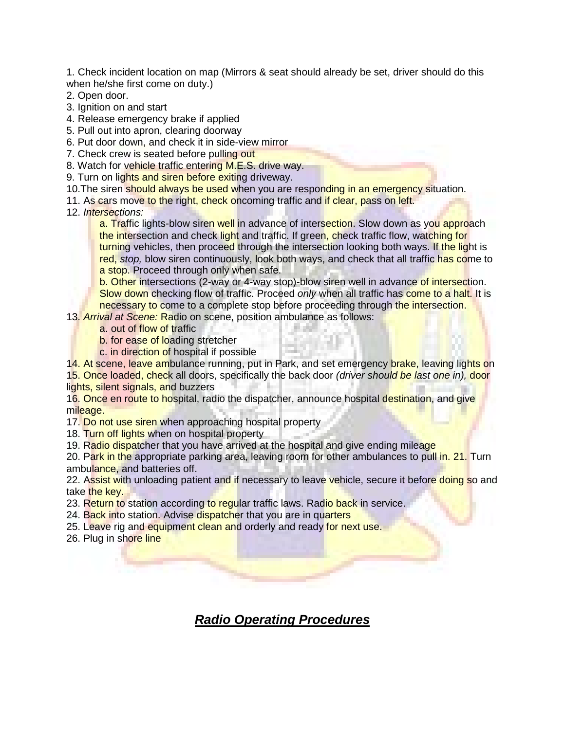1. Check incident location on map (Mirrors & seat should already be set, driver should do this when he/she first come on duty.)
2. Open door.
3. Ignition on and start
4. Release emergency brake if applied
5. Pull out into apron, clearing doorway
6. Put door down, and check it in side-view mirror
7. Check crew is seated before pulling out
8. Watch for vehicle traffic entering M.E.S. drive way.
9. Turn on lights and siren before exiting driveway.
10. The siren should always be used when you are responding in an emergency situation.
11. As cars move to the right, check oncoming traffic and if clear, pass on left.
12. *Intersections:*
    a. Traffic lights-blow siren well in advance of intersection. Slow down as you approach the intersection and check light and traffic. If green, check traffic flow, watching for turning vehicles, then proceed through the intersection looking both ways. If the light is red, *stop,* blow siren continuously, look both ways, and check that all traffic has come to a stop. Proceed through only when safe.
    b. Other intersections (2-way or 4-way stop)-blow siren well in advance of intersection. Slow down checking flow of traffic. Proceed *only* when all traffic has come to a halt. It is necessary to come to a complete stop before proceeding through the intersection.
13. *Arrival at Scene:* Radio on scene, position ambulance as follows:
    a. out of flow of traffic
    b. for ease of loading stretcher
    c. in direction of hospital if possible
14. At scene, leave ambulance running, put in Park, and set emergency brake, leaving lights on
15. Once loaded, check all doors, specifically the back door *(driver should be last one in),* door lights, silent signals, and buzzers
16. Once en route to hospital, radio the dispatcher, announce hospital destination, and give mileage.
17. Do not use siren when approaching hospital property
18. Turn off lights when on hospital property
19. Radio dispatcher that you have arrived at the hospital and give ending mileage
20. Park in the appropriate parking area, leaving room for other ambulances to pull in.
21. Turn ambulance, and batteries off.
22. Assist with unloading patient and if necessary to leave vehicle, secure it before doing so and take the key.
23. Return to station according to regular traffic laws. Radio back in service.
24. Back into station. Advise dispatcher that you are in quarters
25. Leave rig and equipment clean and orderly and ready for next use.
26. Plug in shore line

## ***Radio Operating Procedures***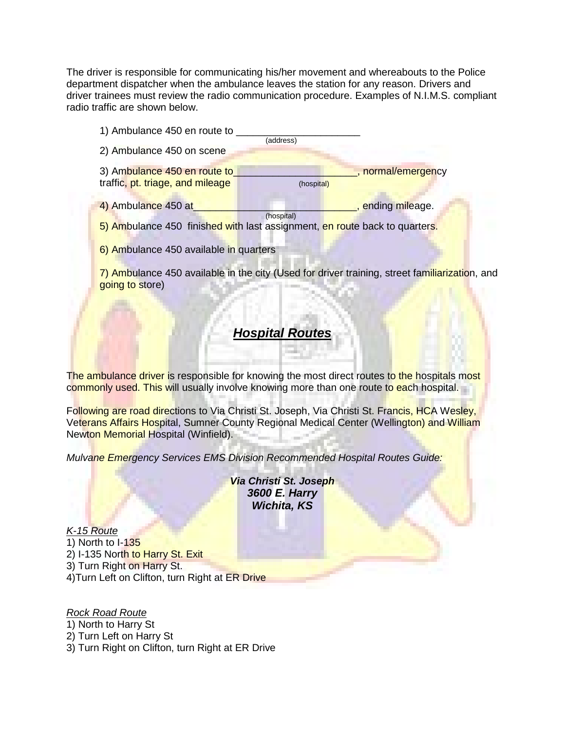The driver is responsible for communicating his/her movement and whereabouts to the Police department dispatcher when the ambulance leaves the station for any reason. Drivers and driver trainees must review the radio communication procedure. Examples of N.I.M.S. compliant radio traffic are shown below.

1) Ambulance 450 en route to _____________________ (address)

2) Ambulance 450 on scene

3) Ambulance 450 en route to_____________________ (hospital), normal/emergency traffic, pt. triage, and mileage

4) Ambulance 450 at___________________________ (hospital), ending mileage.

5) Ambulance 450 finished with last assignment, en route back to quarters.

6) Ambulance 450 available in quarters

7) Ambulance 450 available in the city (Used for driver training, street familiarization, and going to store)

## ***Hospital Routes***

The ambulance driver is responsible for knowing the most direct routes to the hospitals most commonly used. This will usually involve knowing more than one route to each hospital.

Following are road directions to Via Christi St. Joseph, Via Christi St. Francis, HCA Wesley, Veterans Affairs Hospital, Sumner County Regional Medical Center (Wellington) and William Newton Memorial Hospital (Winfield).

*Mulvane Emergency Services EMS Division Recommended Hospital Routes Guide:*

***Via Christi St. Joseph***
***3600 E. Harry***
***Wichita, KS***

*K-15 Route*

1) North to I-135
2) I-135 North to Harry St. Exit
3) Turn Right on Harry St.
4)Turn Left on Clifton, turn Right at ER Drive

*Rock Road Route*

1) North to Harry St
2) Turn Left on Harry St
3) Turn Right on Clifton, turn Right at ER Drive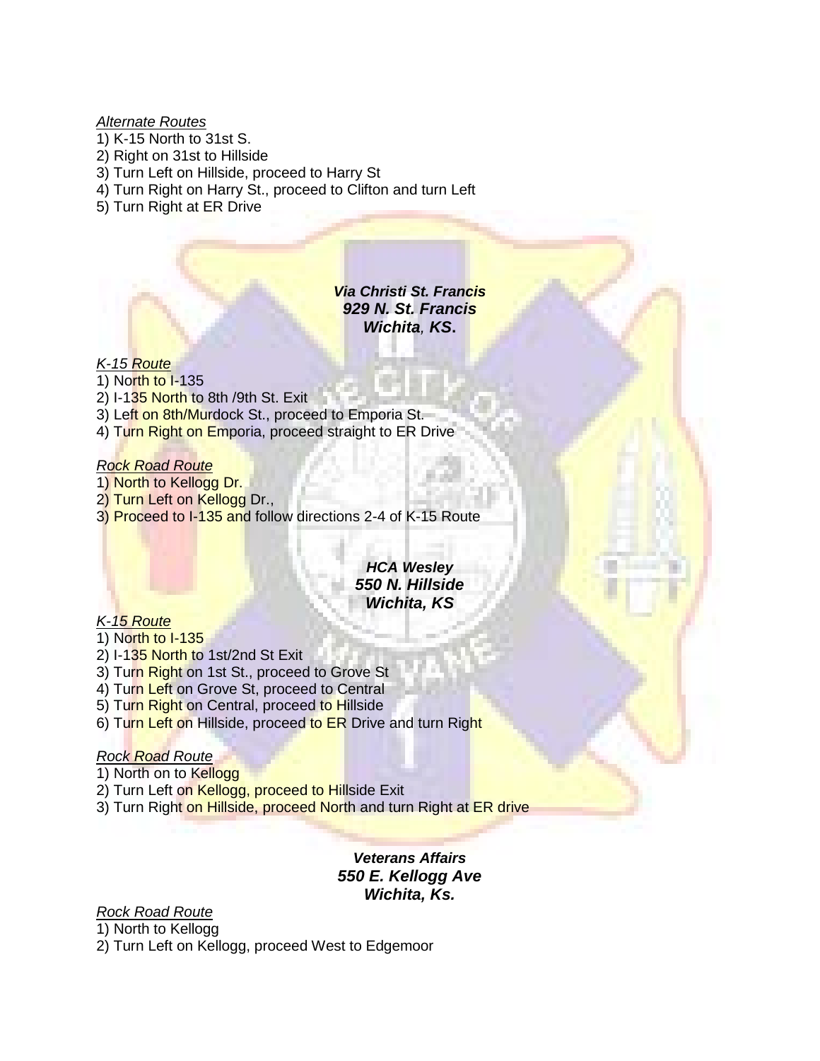*Alternate Routes*

1) K-15 North to 31st S.
2) Right on 31st to Hillside
3) Turn Left on Hillside, proceed to Harry St
4) Turn Right on Harry St., proceed to Clifton and turn Left
5) Turn Right at ER Drive

***Via Christi St. Francis***
***929 N. St. Francis***
***Wichita, KS.***

*K-15 Route*

1) North to I-135
2) I-135 North to 8th /9th St. Exit
3) Left on 8th/Murdock St., proceed to Emporia St.
4) Turn Right on Emporia, proceed straight to ER Drive

*Rock Road Route*

1) North to Kellogg Dr.
2) Turn Left on Kellogg Dr.,
3) Proceed to I-135 and follow directions 2-4 of K-15 Route

***HCA Wesley***
***550 N. Hillside***
***Wichita, KS***

*K-15 Route*

1) North to I-135
2) I-135 North to 1st/2nd St Exit
3) Turn Right on 1st St., proceed to Grove St
4) Turn Left on Grove St, proceed to Central
5) Turn Right on Central, proceed to Hillside
6) Turn Left on Hillside, proceed to ER Drive and turn Right

*Rock Road Route*

1) North on to Kellogg
2) Turn Left on Kellogg, proceed to Hillside Exit
3) Turn Right on Hillside, proceed North and turn Right at ER drive

***Veterans Affairs***
***550 E. Kellogg Ave***
***Wichita, Ks.***

*Rock Road Route*

1) North to Kellogg
2) Turn Left on Kellogg, proceed West to Edgemoor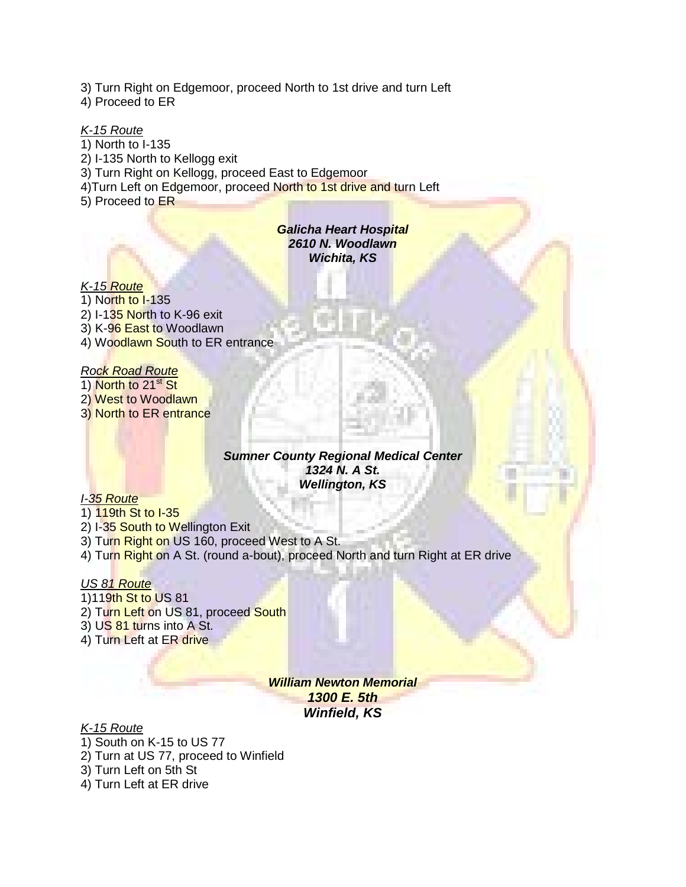3) Turn Right on Edgemoor, proceed North to 1st drive and turn Left
4) Proceed to ER

_K-15 Route_

1) North to I-135
2) I-135 North to Kellogg exit
3) Turn Right on Kellogg, proceed East to Edgemoor
4)Turn Left on Edgemoor, proceed North to 1st drive and turn Left
5) Proceed to ER

***Galicha Heart Hospital***
***2610 N. Woodlawn***
***Wichita, KS***

_K-15 Route_

1) North to I-135
2) I-135 North to K-96 exit
3) K-96 East to Woodlawn
4) Woodlawn South to ER entrance

_Rock Road Route_

1) North to 21st St
2) West to Woodlawn
3) North to ER entrance

***Sumner County Regional Medical Center***
***1324 N. A St.***
***Wellington, KS***

_I-35 Route_

1) 119th St to I-35
2) I-35 South to Wellington Exit
3) Turn Right on US 160, proceed West to A St.
4) Turn Right on A St. (round a-bout), proceed North and turn Right at ER drive

_US 81 Route_

1)119th St to US 81
2) Turn Left on US 81, proceed South
3) US 81 turns into A St.
4) Turn Left at ER drive

***William Newton Memorial***
***1300 E. 5th***
***Winfield, KS***

_K-15 Route_

1) South on K-15 to US 77
2) Turn at US 77, proceed to Winfield
3) Turn Left on 5th St
4) Turn Left at ER drive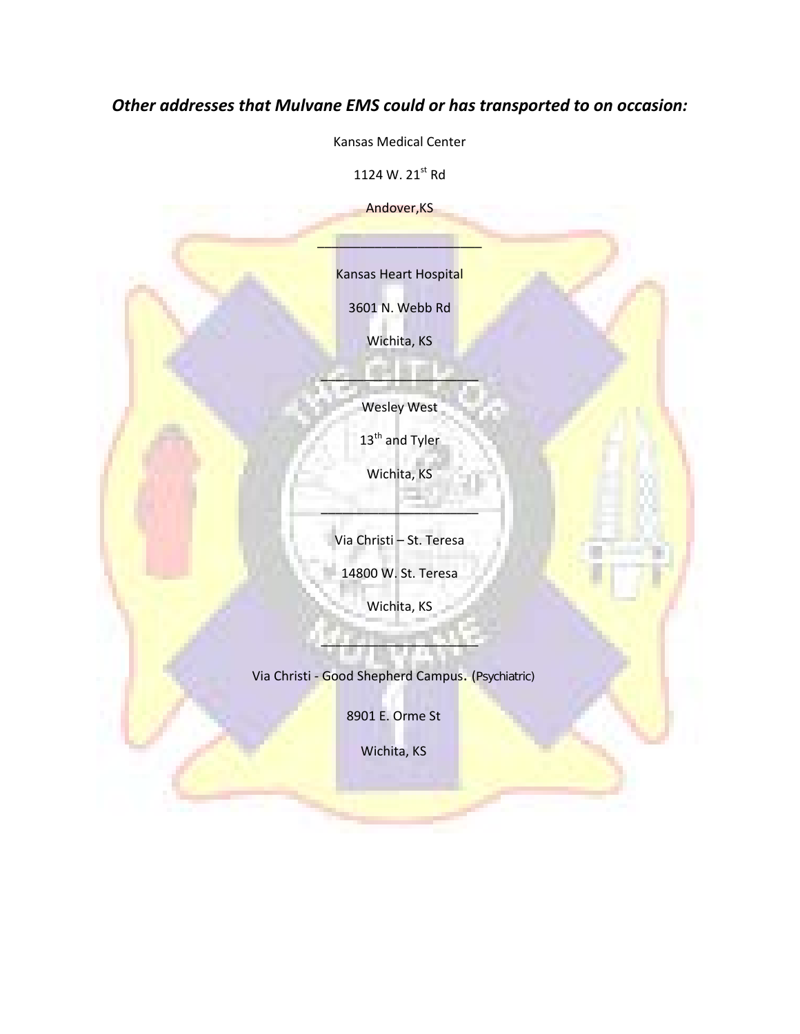## *Other addresses that Mulvane EMS could or has transported to on occasion:*

Kansas Medical Center

1124 W. 21st Rd

Andover,KS

______________________

Kansas Heart Hospital

3601 N. Webb Rd

Wichita, KS

______________________

Wesley West

13th and Tyler

Wichita, KS

______________________

Via Christi – St. Teresa

14800 W. St. Teresa

Wichita, KS

______________________

Via Christi - Good Shepherd Campus. (Psychiatric)

8901 E. Orme St

Wichita, KS